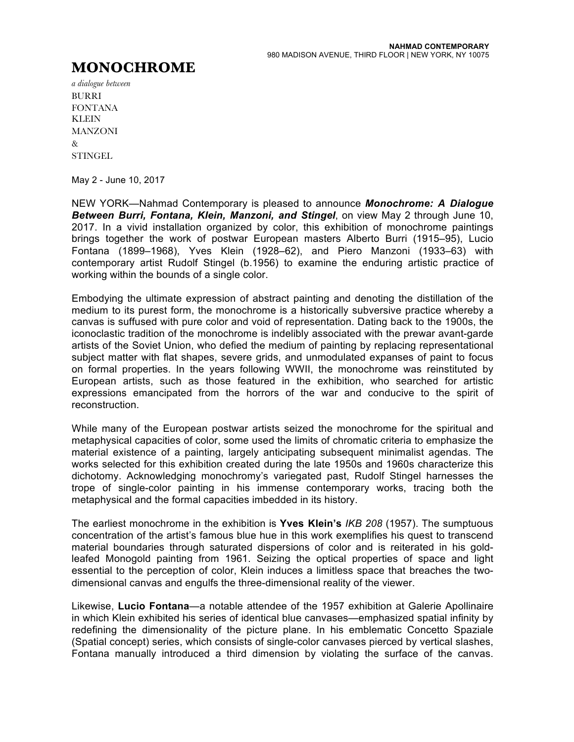**NAHMAD CONTEMPORARY**
980 MADISON AVENUE, THIRD FLOOR | NEW YORK, NY 10075

# MONOCHROME

*a dialogue between*
BURRI
FONTANA
KLEIN
MANZONI
&
STINGEL

May 2 - June 10, 2017

NEW YORK—Nahmad Contemporary is pleased to announce ***Monochrome: A Dialogue Between Burri, Fontana, Klein, Manzoni, and Stingel***, on view May 2 through June 10, 2017. In a vivid installation organized by color, this exhibition of monochrome paintings brings together the work of postwar European masters Alberto Burri (1915–95), Lucio Fontana (1899–1968), Yves Klein (1928–62), and Piero Manzoni (1933–63) with contemporary artist Rudolf Stingel (b.1956) to examine the enduring artistic practice of working within the bounds of a single color.

Embodying the ultimate expression of abstract painting and denoting the distillation of the medium to its purest form, the monochrome is a historically subversive practice whereby a canvas is suffused with pure color and void of representation. Dating back to the 1900s, the iconoclastic tradition of the monochrome is indelibly associated with the prewar avant-garde artists of the Soviet Union, who defied the medium of painting by replacing representational subject matter with flat shapes, severe grids, and unmodulated expanses of paint to focus on formal properties. In the years following WWII, the monochrome was reinstituted by European artists, such as those featured in the exhibition, who searched for artistic expressions emancipated from the horrors of the war and conducive to the spirit of reconstruction.

While many of the European postwar artists seized the monochrome for the spiritual and metaphysical capacities of color, some used the limits of chromatic criteria to emphasize the material existence of a painting, largely anticipating subsequent minimalist agendas. The works selected for this exhibition created during the late 1950s and 1960s characterize this dichotomy. Acknowledging monochromy's variegated past, Rudolf Stingel harnesses the trope of single-color painting in his immense contemporary works, tracing both the metaphysical and the formal capacities imbedded in its history.

The earliest monochrome in the exhibition is **Yves Klein's** *IKB 208* (1957). The sumptuous concentration of the artist's famous blue hue in this work exemplifies his quest to transcend material boundaries through saturated dispersions of color and is reiterated in his gold-leafed Monogold painting from 1961. Seizing the optical properties of space and light essential to the perception of color, Klein induces a limitless space that breaches the two-dimensional canvas and engulfs the three-dimensional reality of the viewer.

Likewise, **Lucio Fontana**—a notable attendee of the 1957 exhibition at Galerie Apollinaire in which Klein exhibited his series of identical blue canvases—emphasized spatial infinity by redefining the dimensionality of the picture plane. In his emblematic Concetto Spaziale (Spatial concept) series, which consists of single-color canvases pierced by vertical slashes, Fontana manually introduced a third dimension by violating the surface of the canvas.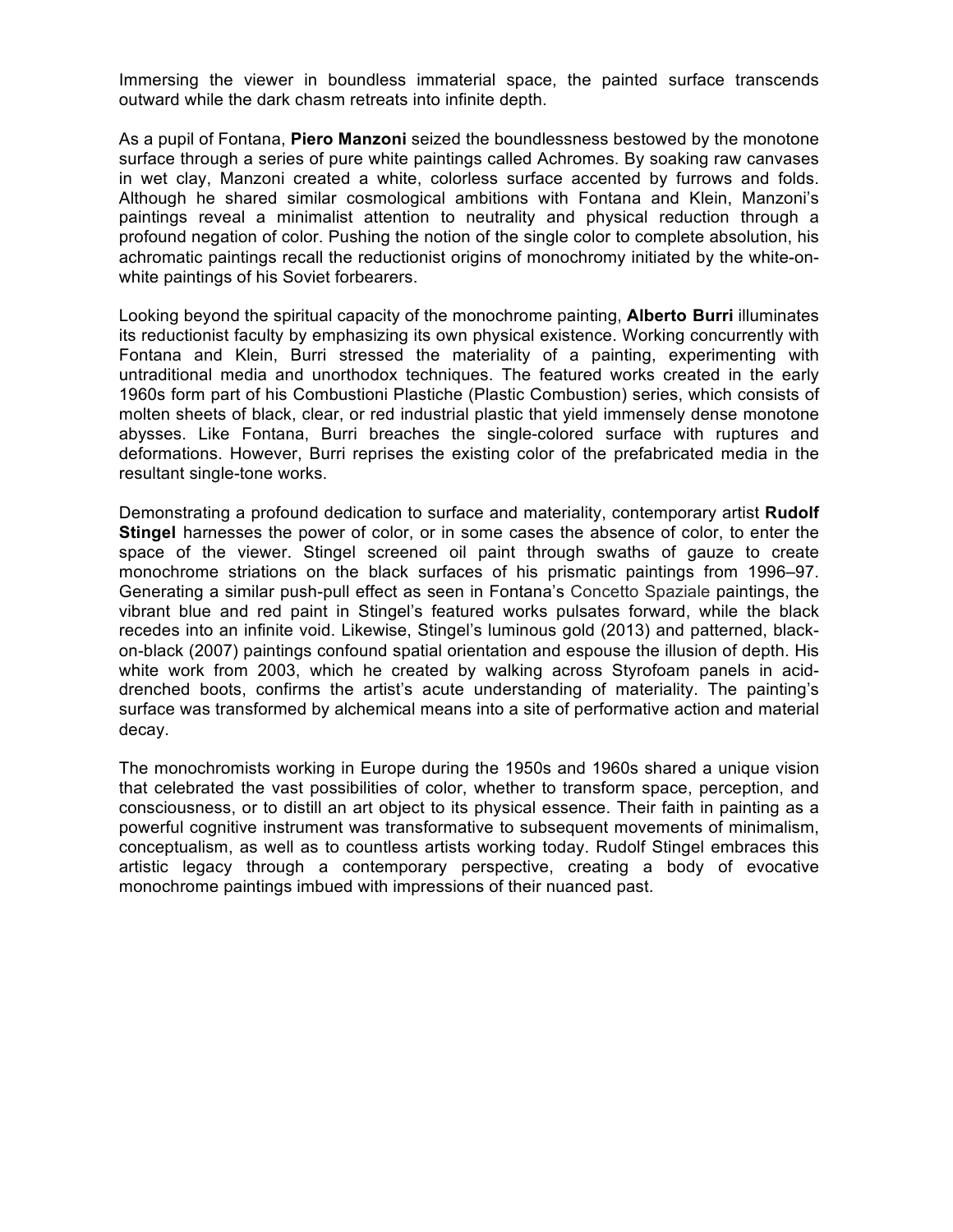Immersing the viewer in boundless immaterial space, the painted surface transcends outward while the dark chasm retreats into infinite depth.

As a pupil of Fontana, **Piero Manzoni** seized the boundlessness bestowed by the monotone surface through a series of pure white paintings called Achromes. By soaking raw canvases in wet clay, Manzoni created a white, colorless surface accented by furrows and folds. Although he shared similar cosmological ambitions with Fontana and Klein, Manzoni's paintings reveal a minimalist attention to neutrality and physical reduction through a profound negation of color. Pushing the notion of the single color to complete absolution, his achromatic paintings recall the reductionist origins of monochromy initiated by the white-on-white paintings of his Soviet forbearers.

Looking beyond the spiritual capacity of the monochrome painting, **Alberto Burri** illuminates its reductionist faculty by emphasizing its own physical existence. Working concurrently with Fontana and Klein, Burri stressed the materiality of a painting, experimenting with untraditional media and unorthodox techniques. The featured works created in the early 1960s form part of his Combustioni Plastiche (Plastic Combustion) series, which consists of molten sheets of black, clear, or red industrial plastic that yield immensely dense monotone abysses. Like Fontana, Burri breaches the single-colored surface with ruptures and deformations. However, Burri reprises the existing color of the prefabricated media in the resultant single-tone works.

Demonstrating a profound dedication to surface and materiality, contemporary artist **Rudolf Stingel** harnesses the power of color, or in some cases the absence of color, to enter the space of the viewer. Stingel screened oil paint through swaths of gauze to create monochrome striations on the black surfaces of his prismatic paintings from 1996–97. Generating a similar push-pull effect as seen in Fontana's Concetto Spaziale paintings, the vibrant blue and red paint in Stingel's featured works pulsates forward, while the black recedes into an infinite void. Likewise, Stingel's luminous gold (2013) and patterned, black-on-black (2007) paintings confound spatial orientation and espouse the illusion of depth. His white work from 2003, which he created by walking across Styrofoam panels in acid-drenched boots, confirms the artist's acute understanding of materiality. The painting's surface was transformed by alchemical means into a site of performative action and material decay.

The monochromists working in Europe during the 1950s and 1960s shared a unique vision that celebrated the vast possibilities of color, whether to transform space, perception, and consciousness, or to distill an art object to its physical essence. Their faith in painting as a powerful cognitive instrument was transformative to subsequent movements of minimalism, conceptualism, as well as to countless artists working today. Rudolf Stingel embraces this artistic legacy through a contemporary perspective, creating a body of evocative monochrome paintings imbued with impressions of their nuanced past.